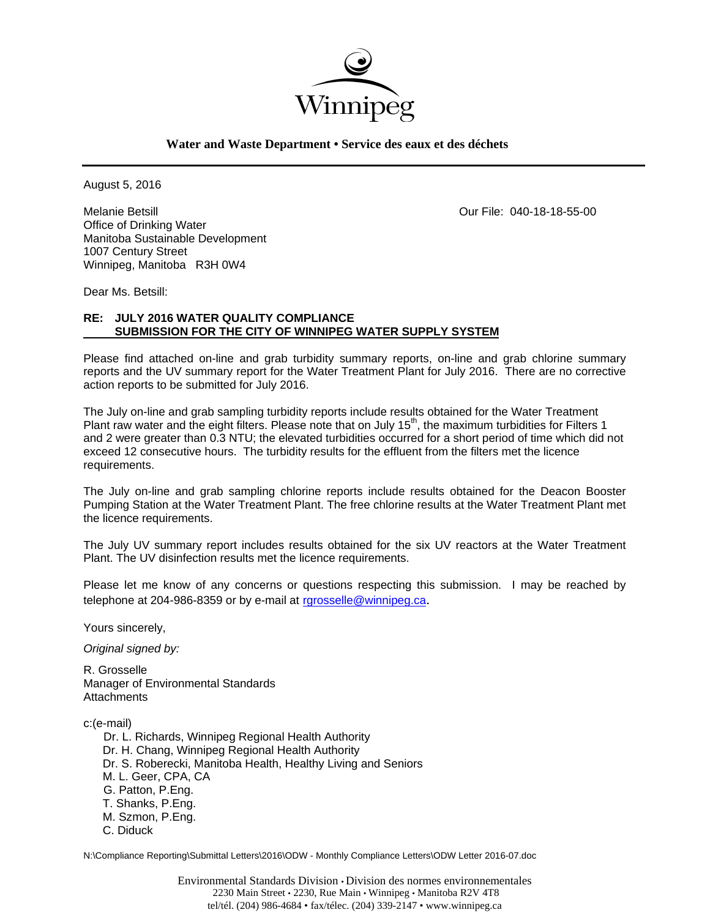Winnipeg

**Water and Waste Department • Service des eaux et des déchets**

---

August 5, 2016

Melanie Betsill
Office of Drinking Water
Manitoba Sustainable Development
1007 Century Street
Winnipeg, Manitoba R3H 0W4

Our File: 040-18-18-55-00

Dear Ms. Betsill:

**RE: JULY 2016 WATER QUALITY COMPLIANCE SUBMISSION FOR THE CITY OF WINNIPEG WATER SUPPLY SYSTEM**

Please find attached on-line and grab turbidity summary reports, on-line and grab chlorine summary reports and the UV summary report for the Water Treatment Plant for July 2016. There are no corrective action reports to be submitted for July 2016.

The July on-line and grab sampling turbidity reports include results obtained for the Water Treatment Plant raw water and the eight filters. Please note that on July 15th, the maximum turbidities for Filters 1 and 2 were greater than 0.3 NTU; the elevated turbidities occurred for a short period of time which did not exceed 12 consecutive hours. The turbidity results for the effluent from the filters met the licence requirements.

The July on-line and grab sampling chlorine reports include results obtained for the Deacon Booster Pumping Station at the Water Treatment Plant. The free chlorine results at the Water Treatment Plant met the licence requirements.

The July UV summary report includes results obtained for the six UV reactors at the Water Treatment Plant. The UV disinfection results met the licence requirements.

Please let me know of any concerns or questions respecting this submission. I may be reached by telephone at 204-986-8359 or by e-mail at rgrosselle@winnipeg.ca.

Yours sincerely,

*Original signed by:*

R. Grosselle
Manager of Environmental Standards
Attachments

c:(e-mail)
- Dr. L. Richards, Winnipeg Regional Health Authority
- Dr. H. Chang, Winnipeg Regional Health Authority
- Dr. S. Roberecki, Manitoba Health, Healthy Living and Seniors
- M. L. Geer, CPA, CA
- G. Patton, P.Eng.
- T. Shanks, P.Eng.
- M. Szmon, P.Eng.
- C. Diduck

N:\Compliance Reporting\Submittal Letters\2016\ODW - Monthly Compliance Letters\ODW Letter 2016-07.doc

Environmental Standards Division • Division des normes environnementales
2230 Main Street • 2230, Rue Main • Winnipeg • Manitoba R2V 4T8
tel/tél. (204) 986-4684 • fax/télec. (204) 339-2147 • www.winnipeg.ca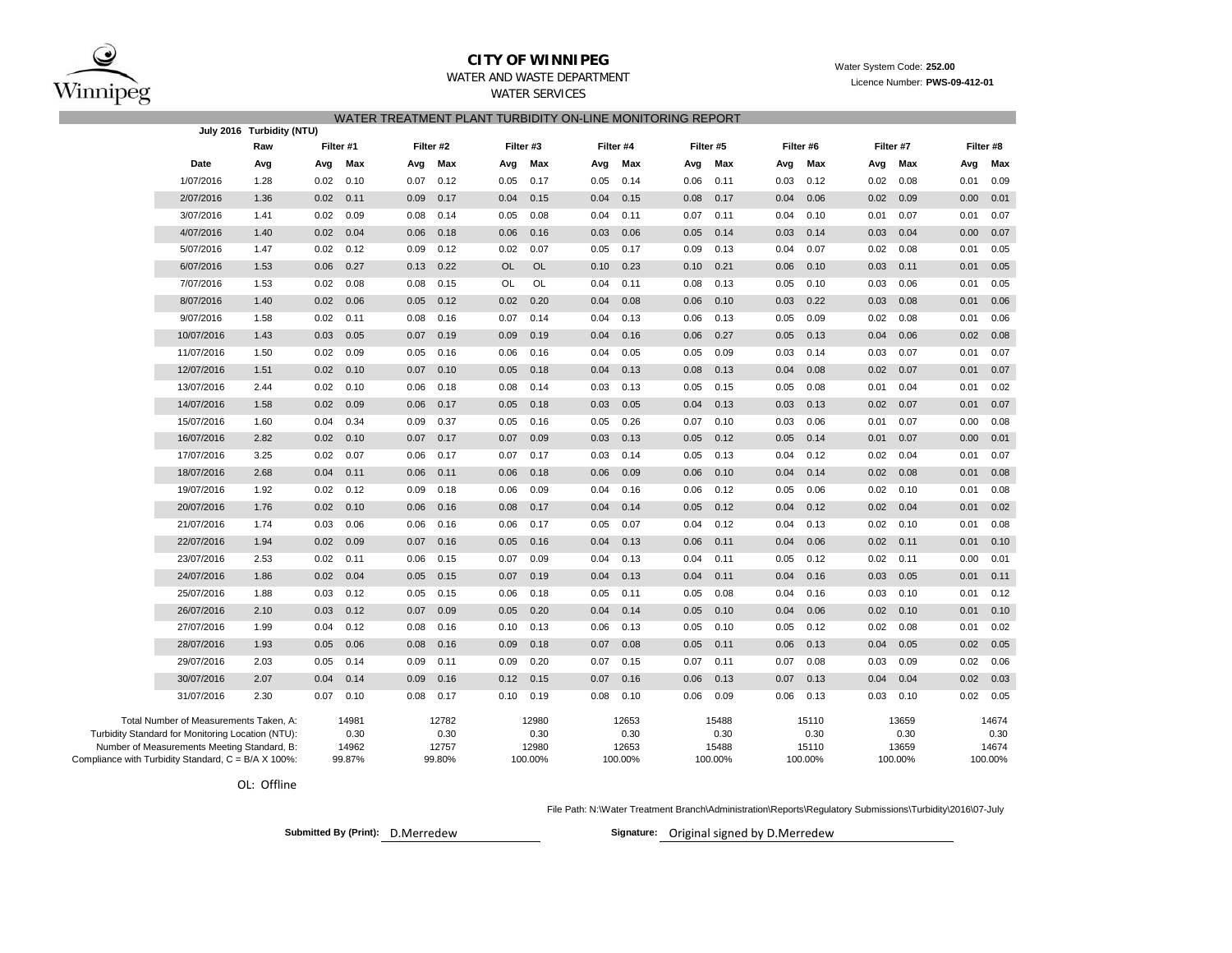# CITY OF WINNIPEG

WATER AND WASTE DEPARTMENT

WATER SERVICES

Water System Code: **252.00**

Licence Number: **PWS-09-412-01**

## WATER TREATMENT PLANT TURBIDITY ON-LINE MONITORING REPORT

**July 2016 Turbidity (NTU)**

| | Raw | Filter #1 | | Filter #2 | | Filter #3 | | Filter #4 | | Filter #5 | | Filter #6 | | Filter #7 | | Filter #8 | |
|---|---|---|---|---|---|---|---|---|---|---|---|---|---|---|---|---|---|
| Date | Avg | Avg | Max | Avg | Max | Avg | Max | Avg | Max | Avg | Max | Avg | Max | Avg | Max | Avg | Max |
| 1/07/2016 | 1.28 | 0.02 | 0.10 | 0.07 | 0.12 | 0.05 | 0.17 | 0.05 | 0.14 | 0.06 | 0.11 | 0.03 | 0.12 | 0.02 | 0.08 | 0.01 | 0.09 |
| 2/07/2016 | 1.36 | 0.02 | 0.11 | 0.09 | 0.17 | 0.04 | 0.15 | 0.04 | 0.15 | 0.08 | 0.17 | 0.04 | 0.06 | 0.02 | 0.09 | 0.00 | 0.01 |
| 3/07/2016 | 1.41 | 0.02 | 0.09 | 0.08 | 0.14 | 0.05 | 0.08 | 0.04 | 0.11 | 0.07 | 0.11 | 0.04 | 0.10 | 0.01 | 0.07 | 0.01 | 0.07 |
| 4/07/2016 | 1.40 | 0.02 | 0.04 | 0.06 | 0.18 | 0.06 | 0.16 | 0.03 | 0.06 | 0.05 | 0.14 | 0.03 | 0.14 | 0.03 | 0.04 | 0.00 | 0.07 |
| 5/07/2016 | 1.47 | 0.02 | 0.12 | 0.09 | 0.12 | 0.02 | 0.07 | 0.05 | 0.17 | 0.09 | 0.13 | 0.04 | 0.07 | 0.02 | 0.08 | 0.01 | 0.05 |
| 6/07/2016 | 1.53 | 0.06 | 0.27 | 0.13 | 0.22 | OL | OL | 0.10 | 0.23 | 0.10 | 0.21 | 0.06 | 0.10 | 0.03 | 0.11 | 0.01 | 0.05 |
| 7/07/2016 | 1.53 | 0.02 | 0.08 | 0.08 | 0.15 | OL | OL | 0.04 | 0.11 | 0.08 | 0.13 | 0.05 | 0.10 | 0.03 | 0.06 | 0.01 | 0.05 |
| 8/07/2016 | 1.40 | 0.02 | 0.06 | 0.05 | 0.12 | 0.02 | 0.20 | 0.04 | 0.08 | 0.06 | 0.10 | 0.03 | 0.22 | 0.03 | 0.08 | 0.01 | 0.06 |
| 9/07/2016 | 1.58 | 0.02 | 0.11 | 0.08 | 0.16 | 0.07 | 0.14 | 0.04 | 0.13 | 0.06 | 0.13 | 0.05 | 0.09 | 0.02 | 0.08 | 0.01 | 0.06 |
| 10/07/2016 | 1.43 | 0.03 | 0.05 | 0.07 | 0.19 | 0.09 | 0.19 | 0.04 | 0.16 | 0.06 | 0.27 | 0.05 | 0.13 | 0.04 | 0.06 | 0.02 | 0.08 |
| 11/07/2016 | 1.50 | 0.02 | 0.09 | 0.05 | 0.16 | 0.06 | 0.16 | 0.04 | 0.05 | 0.05 | 0.09 | 0.03 | 0.14 | 0.03 | 0.07 | 0.01 | 0.07 |
| 12/07/2016 | 1.51 | 0.02 | 0.10 | 0.07 | 0.10 | 0.05 | 0.18 | 0.04 | 0.13 | 0.08 | 0.13 | 0.04 | 0.08 | 0.02 | 0.07 | 0.01 | 0.07 |
| 13/07/2016 | 2.44 | 0.02 | 0.10 | 0.06 | 0.18 | 0.08 | 0.14 | 0.03 | 0.13 | 0.05 | 0.15 | 0.05 | 0.08 | 0.01 | 0.04 | 0.01 | 0.02 |
| 14/07/2016 | 1.58 | 0.02 | 0.09 | 0.06 | 0.17 | 0.05 | 0.18 | 0.03 | 0.05 | 0.04 | 0.13 | 0.03 | 0.13 | 0.02 | 0.07 | 0.01 | 0.07 |
| 15/07/2016 | 1.60 | 0.04 | 0.34 | 0.09 | 0.37 | 0.05 | 0.16 | 0.05 | 0.26 | 0.07 | 0.10 | 0.03 | 0.06 | 0.01 | 0.07 | 0.00 | 0.08 |
| 16/07/2016 | 2.82 | 0.02 | 0.10 | 0.07 | 0.17 | 0.07 | 0.09 | 0.03 | 0.13 | 0.05 | 0.12 | 0.05 | 0.14 | 0.01 | 0.07 | 0.00 | 0.01 |
| 17/07/2016 | 3.25 | 0.02 | 0.07 | 0.06 | 0.17 | 0.07 | 0.17 | 0.03 | 0.14 | 0.05 | 0.13 | 0.04 | 0.12 | 0.02 | 0.04 | 0.01 | 0.07 |
| 18/07/2016 | 2.68 | 0.04 | 0.11 | 0.06 | 0.11 | 0.06 | 0.18 | 0.06 | 0.09 | 0.06 | 0.10 | 0.04 | 0.14 | 0.02 | 0.08 | 0.01 | 0.08 |
| 19/07/2016 | 1.92 | 0.02 | 0.12 | 0.09 | 0.18 | 0.06 | 0.09 | 0.04 | 0.16 | 0.06 | 0.12 | 0.05 | 0.06 | 0.02 | 0.10 | 0.01 | 0.08 |
| 20/07/2016 | 1.76 | 0.02 | 0.10 | 0.06 | 0.16 | 0.08 | 0.17 | 0.04 | 0.14 | 0.05 | 0.12 | 0.04 | 0.12 | 0.02 | 0.04 | 0.01 | 0.02 |
| 21/07/2016 | 1.74 | 0.03 | 0.06 | 0.06 | 0.16 | 0.06 | 0.17 | 0.05 | 0.07 | 0.04 | 0.12 | 0.04 | 0.13 | 0.02 | 0.10 | 0.01 | 0.08 |
| 22/07/2016 | 1.94 | 0.02 | 0.09 | 0.07 | 0.16 | 0.05 | 0.16 | 0.04 | 0.13 | 0.06 | 0.11 | 0.04 | 0.06 | 0.02 | 0.11 | 0.01 | 0.10 |
| 23/07/2016 | 2.53 | 0.02 | 0.11 | 0.06 | 0.15 | 0.07 | 0.09 | 0.04 | 0.13 | 0.04 | 0.11 | 0.05 | 0.12 | 0.02 | 0.11 | 0.00 | 0.01 |
| 24/07/2016 | 1.86 | 0.02 | 0.04 | 0.05 | 0.15 | 0.07 | 0.19 | 0.04 | 0.13 | 0.04 | 0.11 | 0.04 | 0.16 | 0.03 | 0.05 | 0.01 | 0.11 |
| 25/07/2016 | 1.88 | 0.03 | 0.12 | 0.05 | 0.15 | 0.06 | 0.18 | 0.05 | 0.11 | 0.05 | 0.08 | 0.04 | 0.16 | 0.03 | 0.10 | 0.01 | 0.12 |
| 26/07/2016 | 2.10 | 0.03 | 0.12 | 0.07 | 0.09 | 0.05 | 0.20 | 0.04 | 0.14 | 0.05 | 0.10 | 0.04 | 0.06 | 0.02 | 0.10 | 0.01 | 0.10 |
| 27/07/2016 | 1.99 | 0.04 | 0.12 | 0.08 | 0.16 | 0.10 | 0.13 | 0.06 | 0.13 | 0.05 | 0.10 | 0.05 | 0.12 | 0.02 | 0.08 | 0.01 | 0.02 |
| 28/07/2016 | 1.93 | 0.05 | 0.06 | 0.08 | 0.16 | 0.09 | 0.18 | 0.07 | 0.08 | 0.05 | 0.11 | 0.06 | 0.13 | 0.04 | 0.05 | 0.02 | 0.05 |
| 29/07/2016 | 2.03 | 0.05 | 0.14 | 0.09 | 0.11 | 0.09 | 0.20 | 0.07 | 0.15 | 0.07 | 0.11 | 0.07 | 0.08 | 0.03 | 0.09 | 0.02 | 0.06 |
| 30/07/2016 | 2.07 | 0.04 | 0.14 | 0.09 | 0.16 | 0.12 | 0.15 | 0.07 | 0.16 | 0.06 | 0.13 | 0.07 | 0.13 | 0.04 | 0.04 | 0.02 | 0.03 |
| 31/07/2016 | 2.30 | 0.07 | 0.10 | 0.08 | 0.17 | 0.10 | 0.19 | 0.08 | 0.10 | 0.06 | 0.09 | 0.06 | 0.13 | 0.03 | 0.10 | 0.02 | 0.05 |

| | Filter #1 | Filter #2 | Filter #3 | Filter #4 | Filter #5 | Filter #6 | Filter #7 | Filter #8 |
|---|---|---|---|---|---|---|---|---|
| Total Number of Measurements Taken, A: | 14981 | 12782 | 12980 | 12653 | 15488 | 15110 | 13659 | 14674 |
| Turbidity Standard for Monitoring Location (NTU): | 0.30 | 0.30 | 0.30 | 0.30 | 0.30 | 0.30 | 0.30 | 0.30 |
| Number of Measurements Meeting Standard, B: | 14962 | 12757 | 12980 | 12653 | 15488 | 15110 | 13659 | 14674 |
| Compliance with Turbidity Standard, C = B/A X 100%: | 99.87% | 99.80% | 100.00% | 100.00% | 100.00% | 100.00% | 100.00% | 100.00% |

OL: Offline

File Path: N:\Water Treatment Branch\Administration\Reports\Regulatory Submissions\Turbidity\2016\07-July

**Submitted By (Print):** D.Merredew

**Signature:** Original signed by D.Merredew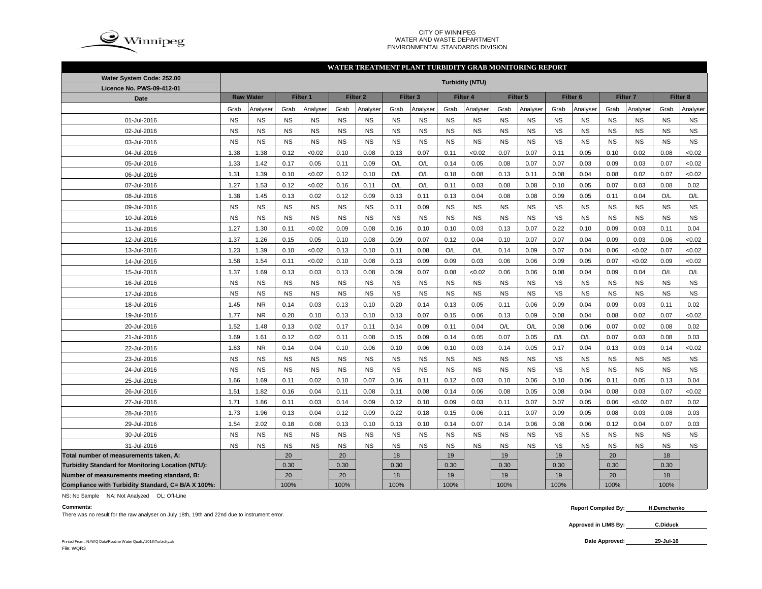CITY OF WINNIPEG
WATER AND WASTE DEPARTMENT
ENVIRONMENTAL STANDARDS DIVISION

## WATER TREATMENT PLANT TURBIDITY GRAB MONITORING REPORT

| Water System Code: 252.00<br>Licence No. PWS-09-412-01 | Turbidity (NTU) | | | | | | | | | | | | | | | | | |
|---|---|---|---|---|---|---|---|---|---|---|---|---|---|---|---|---|---|---|
| Date | Raw Water | | Filter 1 | | Filter 2 | | Filter 3 | | Filter 4 | | Filter 5 | | Filter 6 | | Filter 7 | | Filter 8 | |
| | Grab | Analyser | Grab | Analyser | Grab | Analyser | Grab | Analyser | Grab | Analyser | Grab | Analyser | Grab | Analyser | Grab | Analyser | Grab | Analyser |
| 01-Jul-2016 | NS | NS | NS | NS | NS | NS | NS | NS | NS | NS | NS | NS | NS | NS | NS | NS | NS | NS |
| 02-Jul-2016 | NS | NS | NS | NS | NS | NS | NS | NS | NS | NS | NS | NS | NS | NS | NS | NS | NS | NS |
| 03-Jul-2016 | NS | NS | NS | NS | NS | NS | NS | NS | NS | NS | NS | NS | NS | NS | NS | NS | NS | NS |
| 04-Jul-2016 | 1.38 | 1.38 | 0.12 | <0.02 | 0.10 | 0.08 | 0.13 | 0.07 | 0.11 | <0.02 | 0.07 | 0.07 | 0.11 | 0.05 | 0.10 | 0.02 | 0.08 | <0.02 |
| 05-Jul-2016 | 1.33 | 1.42 | 0.17 | 0.05 | 0.11 | 0.09 | O/L | O/L | 0.14 | 0.05 | 0.08 | 0.07 | 0.07 | 0.03 | 0.09 | 0.03 | 0.07 | <0.02 |
| 06-Jul-2016 | 1.31 | 1.39 | 0.10 | <0.02 | 0.12 | 0.10 | O/L | O/L | 0.18 | 0.08 | 0.13 | 0.11 | 0.08 | 0.04 | 0.08 | 0.02 | 0.07 | <0.02 |
| 07-Jul-2016 | 1.27 | 1.53 | 0.12 | <0.02 | 0.16 | 0.11 | O/L | O/L | 0.11 | 0.03 | 0.08 | 0.08 | 0.10 | 0.05 | 0.07 | 0.03 | 0.08 | 0.02 |
| 08-Jul-2016 | 1.38 | 1.45 | 0.13 | 0.02 | 0.12 | 0.09 | 0.13 | 0.11 | 0.13 | 0.04 | 0.08 | 0.08 | 0.09 | 0.05 | 0.11 | 0.04 | O/L | O/L |
| 09-Jul-2016 | NS | NS | NS | NS | NS | NS | 0.11 | 0.09 | NS | NS | NS | NS | NS | NS | NS | NS | NS | NS |
| 10-Jul-2016 | NS | NS | NS | NS | NS | NS | NS | NS | NS | NS | NS | NS | NS | NS | NS | NS | NS | NS |
| 11-Jul-2016 | 1.27 | 1.30 | 0.11 | <0.02 | 0.09 | 0.08 | 0.16 | 0.10 | 0.10 | 0.03 | 0.13 | 0.07 | 0.22 | 0.10 | 0.09 | 0.03 | 0.11 | 0.04 |
| 12-Jul-2016 | 1.37 | 1.26 | 0.15 | 0.05 | 0.10 | 0.08 | 0.09 | 0.07 | 0.12 | 0.04 | 0.10 | 0.07 | 0.07 | 0.04 | 0.09 | 0.03 | 0.06 | <0.02 |
| 13-Jul-2016 | 1.23 | 1.39 | 0.10 | <0.02 | 0.13 | 0.10 | 0.11 | 0.08 | O/L | O/L | 0.14 | 0.09 | 0.07 | 0.04 | 0.06 | <0.02 | 0.07 | <0.02 |
| 14-Jul-2016 | 1.58 | 1.54 | 0.11 | <0.02 | 0.10 | 0.08 | 0.13 | 0.09 | 0.09 | 0.03 | 0.06 | 0.06 | 0.09 | 0.05 | 0.07 | <0.02 | 0.09 | <0.02 |
| 15-Jul-2016 | 1.37 | 1.69 | 0.13 | 0.03 | 0.13 | 0.08 | 0.09 | 0.07 | 0.08 | <0.02 | 0.06 | 0.06 | 0.08 | 0.04 | 0.09 | 0.04 | O/L | O/L |
| 16-Jul-2016 | NS | NS | NS | NS | NS | NS | NS | NS | NS | NS | NS | NS | NS | NS | NS | NS | NS | NS |
| 17-Jul-2016 | NS | NS | NS | NS | NS | NS | NS | NS | NS | NS | NS | NS | NS | NS | NS | NS | NS | NS |
| 18-Jul-2016 | 1.45 | NR | 0.14 | 0.03 | 0.13 | 0.10 | 0.20 | 0.14 | 0.13 | 0.05 | 0.11 | 0.06 | 0.09 | 0.04 | 0.09 | 0.03 | 0.11 | 0.02 |
| 19-Jul-2016 | 1.77 | NR | 0.20 | 0.10 | 0.13 | 0.10 | 0.13 | 0.07 | 0.15 | 0.06 | 0.13 | 0.09 | 0.08 | 0.04 | 0.08 | 0.02 | 0.07 | <0.02 |
| 20-Jul-2016 | 1.52 | 1.48 | 0.13 | 0.02 | 0.17 | 0.11 | 0.14 | 0.09 | 0.11 | 0.04 | O/L | O/L | 0.08 | 0.06 | 0.07 | 0.02 | 0.08 | 0.02 |
| 21-Jul-2016 | 1.69 | 1.61 | 0.12 | 0.02 | 0.11 | 0.08 | 0.15 | 0.09 | 0.14 | 0.05 | 0.07 | 0.05 | O/L | O/L | 0.07 | 0.03 | 0.08 | 0.03 |
| 22-Jul-2016 | 1.63 | NR | 0.14 | 0.04 | 0.10 | 0.06 | 0.10 | 0.06 | 0.10 | 0.03 | 0.14 | 0.05 | 0.17 | 0.04 | 0.13 | 0.03 | 0.14 | <0.02 |
| 23-Jul-2016 | NS | NS | NS | NS | NS | NS | NS | NS | NS | NS | NS | NS | NS | NS | NS | NS | NS | NS |
| 24-Jul-2016 | NS | NS | NS | NS | NS | NS | NS | NS | NS | NS | NS | NS | NS | NS | NS | NS | NS | NS |
| 25-Jul-2016 | 1.66 | 1.69 | 0.11 | 0.02 | 0.10 | 0.07 | 0.16 | 0.11 | 0.12 | 0.03 | 0.10 | 0.06 | 0.10 | 0.06 | 0.11 | 0.05 | 0.13 | 0.04 |
| 26-Jul-2016 | 1.51 | 1.82 | 0.16 | 0.04 | 0.11 | 0.08 | 0.11 | 0.08 | 0.14 | 0.06 | 0.08 | 0.05 | 0.08 | 0.04 | 0.08 | 0.03 | 0.07 | <0.02 |
| 27-Jul-2016 | 1.71 | 1.86 | 0.11 | 0.03 | 0.14 | 0.09 | 0.12 | 0.10 | 0.09 | 0.03 | 0.11 | 0.07 | 0.07 | 0.05 | 0.06 | <0.02 | 0.07 | 0.02 |
| 28-Jul-2016 | 1.73 | 1.96 | 0.13 | 0.04 | 0.12 | 0.09 | 0.22 | 0.18 | 0.15 | 0.06 | 0.11 | 0.07 | 0.09 | 0.05 | 0.08 | 0.03 | 0.08 | 0.03 |
| 29-Jul-2016 | 1.54 | 2.02 | 0.18 | 0.08 | 0.13 | 0.10 | 0.13 | 0.10 | 0.14 | 0.07 | 0.14 | 0.06 | 0.08 | 0.06 | 0.12 | 0.04 | 0.07 | 0.03 |
| 30-Jul-2016 | NS | NS | NS | NS | NS | NS | NS | NS | NS | NS | NS | NS | NS | NS | NS | NS | NS | NS |
| 31-Jul-2016 | NS | NS | NS | NS | NS | NS | NS | NS | NS | NS | NS | NS | NS | NS | NS | NS | NS | NS |
| Total number of measurements taken, A: | | | 20 | | 20 | | 18 | | 19 | | 19 | | 19 | | 20 | | 18 | |
| Turbidity Standard for Monitoring Location (NTU): | | | 0.30 | | 0.30 | | 0.30 | | 0.30 | | 0.30 | | 0.30 | | 0.30 | | 0.30 | |
| Number of measurements meeting standard, B: | | | 20 | | 20 | | 18 | | 19 | | 19 | | 19 | | 20 | | 18 | |
| Compliance with Turbidity Standard, C= B/A X 100%: | | | 100% | | 100% | | 100% | | 100% | | 100% | | 100% | | 100% | | 100% | |

NS: No Sample NA: Not Analyzed OL: Off-Line

**Comments:**

There was no result for the raw analyser on July 18th, 19th and 22nd due to instrument error.

**Report Compiled By:** H.Demchenko

**Approved in LIMS By:** C.Diduck

**Date Approved:** 29-Jul-16

Printed From : N:\WQ Data\Routine Water Quality\2016\Turbidity.xls
File: WQR3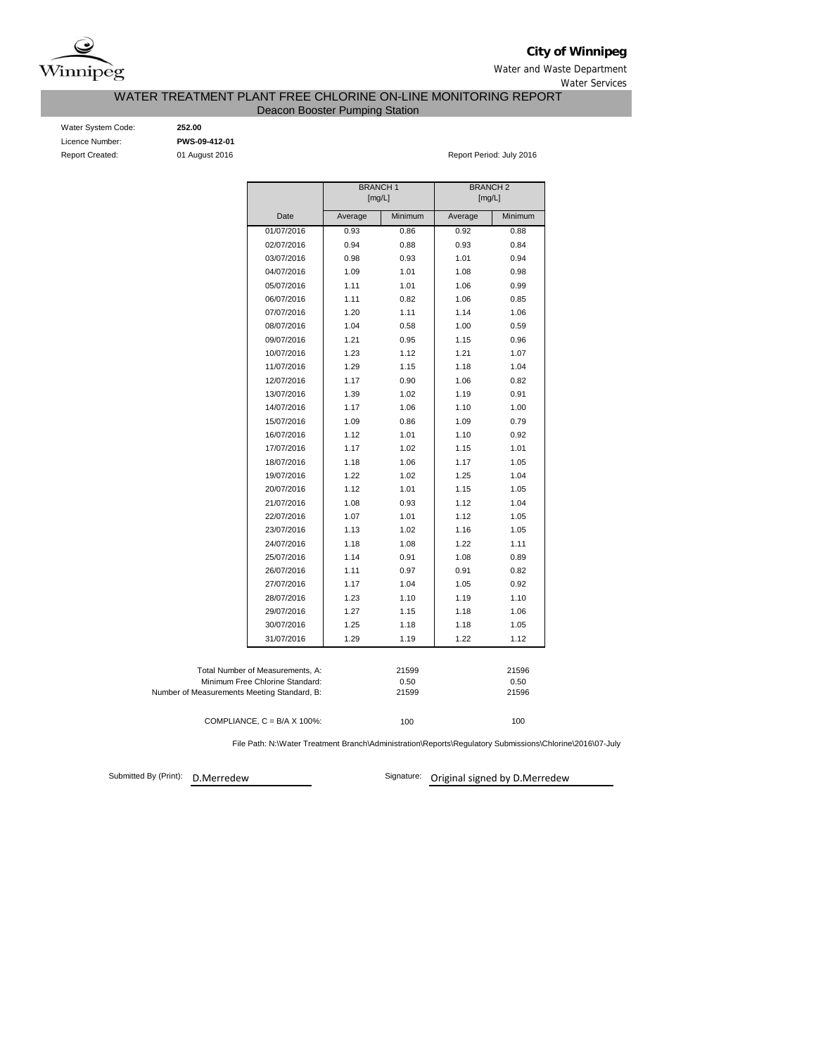**City of Winnipeg**

Water and Waste Department

Water Services

# WATER TREATMENT PLANT FREE CHLORINE ON-LINE MONITORING REPORT

## Deacon Booster Pumping Station

Water System Code: **252.00**

Licence Number: **PWS-09-412-01**

Report Created: 01 August 2016

Report Period: July 2016

| | BRANCH 1 [mg/L] | | BRANCH 2 [mg/L] | |
|---|---|---|---|---|
| Date | Average | Minimum | Average | Minimum |
| 01/07/2016 | 0.93 | 0.86 | 0.92 | 0.88 |
| 02/07/2016 | 0.94 | 0.88 | 0.93 | 0.84 |
| 03/07/2016 | 0.98 | 0.93 | 1.01 | 0.94 |
| 04/07/2016 | 1.09 | 1.01 | 1.08 | 0.98 |
| 05/07/2016 | 1.11 | 1.01 | 1.06 | 0.99 |
| 06/07/2016 | 1.11 | 0.82 | 1.06 | 0.85 |
| 07/07/2016 | 1.20 | 1.11 | 1.14 | 1.06 |
| 08/07/2016 | 1.04 | 0.58 | 1.00 | 0.59 |
| 09/07/2016 | 1.21 | 0.95 | 1.15 | 0.96 |
| 10/07/2016 | 1.23 | 1.12 | 1.21 | 1.07 |
| 11/07/2016 | 1.29 | 1.15 | 1.18 | 1.04 |
| 12/07/2016 | 1.17 | 0.90 | 1.06 | 0.82 |
| 13/07/2016 | 1.39 | 1.02 | 1.19 | 0.91 |
| 14/07/2016 | 1.17 | 1.06 | 1.10 | 1.00 |
| 15/07/2016 | 1.09 | 0.86 | 1.09 | 0.79 |
| 16/07/2016 | 1.12 | 1.01 | 1.10 | 0.92 |
| 17/07/2016 | 1.17 | 1.02 | 1.15 | 1.01 |
| 18/07/2016 | 1.18 | 1.06 | 1.17 | 1.05 |
| 19/07/2016 | 1.22 | 1.02 | 1.25 | 1.04 |
| 20/07/2016 | 1.12 | 1.01 | 1.15 | 1.05 |
| 21/07/2016 | 1.08 | 0.93 | 1.12 | 1.04 |
| 22/07/2016 | 1.07 | 1.01 | 1.12 | 1.05 |
| 23/07/2016 | 1.13 | 1.02 | 1.16 | 1.05 |
| 24/07/2016 | 1.18 | 1.08 | 1.22 | 1.11 |
| 25/07/2016 | 1.14 | 0.91 | 1.08 | 0.89 |
| 26/07/2016 | 1.11 | 0.97 | 0.91 | 0.82 |
| 27/07/2016 | 1.17 | 1.04 | 1.05 | 0.92 |
| 28/07/2016 | 1.23 | 1.10 | 1.19 | 1.10 |
| 29/07/2016 | 1.27 | 1.15 | 1.18 | 1.06 |
| 30/07/2016 | 1.25 | 1.18 | 1.18 | 1.05 |
| 31/07/2016 | 1.29 | 1.19 | 1.22 | 1.12 |

| | Branch 1 | Branch 2 |
|---|---|---|
| Total Number of Measurements, A: | 21599 | 21596 |
| Minimum Free Chlorine Standard: | 0.50 | 0.50 |
| Number of Measurements Meeting Standard, B: | 21599 | 21596 |
| COMPLIANCE, C = B/A X 100%: | 100 | 100 |

File Path: N:\Water Treatment Branch\Administration\Reports\Regulatory Submissions\Chlorine\2016\07-July

Submitted By (Print): D.Merredew

Signature: Original signed by D.Merredew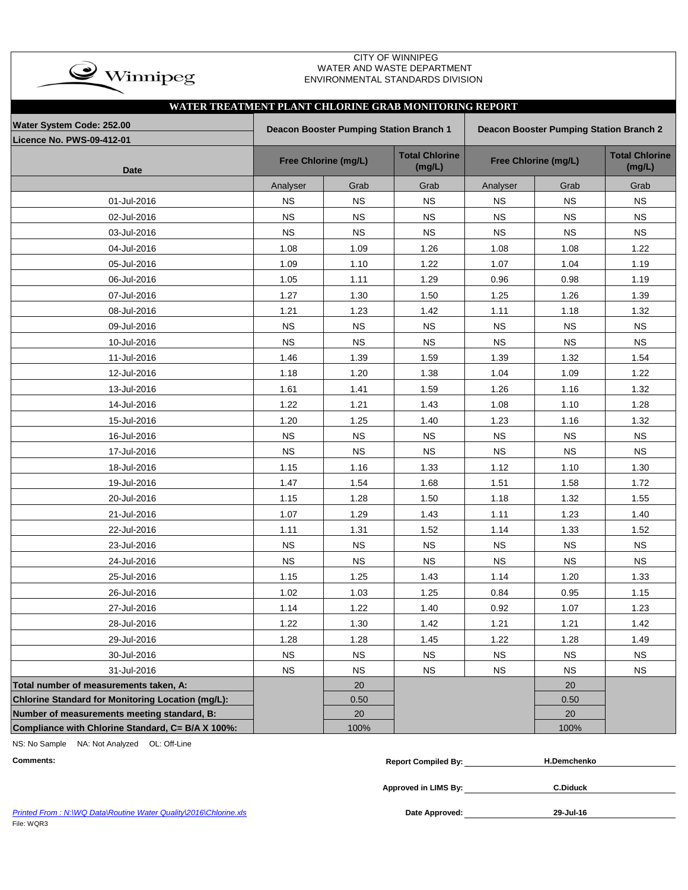Winnipeg

CITY OF WINNIPEG
WATER AND WASTE DEPARTMENT
ENVIRONMENTAL STANDARDS DIVISION

## WATER TREATMENT PLANT CHLORINE GRAB MONITORING REPORT

**Water System Code: 252.00**
**Licence No. PWS-09-412-01**

| Date | Deacon Booster Pumping Station Branch 1 | | | Deacon Booster Pumping Station Branch 2 | | |
|---|---|---|---|---|---|---|
| | Free Chlorine (mg/L) | | Total Chlorine (mg/L) | Free Chlorine (mg/L) | | Total Chlorine (mg/L) |
| | Analyser | Grab | Grab | Analyser | Grab | Grab |
| 01-Jul-2016 | NS | NS | NS | NS | NS | NS |
| 02-Jul-2016 | NS | NS | NS | NS | NS | NS |
| 03-Jul-2016 | NS | NS | NS | NS | NS | NS |
| 04-Jul-2016 | 1.08 | 1.09 | 1.26 | 1.08 | 1.08 | 1.22 |
| 05-Jul-2016 | 1.09 | 1.10 | 1.22 | 1.07 | 1.04 | 1.19 |
| 06-Jul-2016 | 1.05 | 1.11 | 1.29 | 0.96 | 0.98 | 1.19 |
| 07-Jul-2016 | 1.27 | 1.30 | 1.50 | 1.25 | 1.26 | 1.39 |
| 08-Jul-2016 | 1.21 | 1.23 | 1.42 | 1.11 | 1.18 | 1.32 |
| 09-Jul-2016 | NS | NS | NS | NS | NS | NS |
| 10-Jul-2016 | NS | NS | NS | NS | NS | NS |
| 11-Jul-2016 | 1.46 | 1.39 | 1.59 | 1.39 | 1.32 | 1.54 |
| 12-Jul-2016 | 1.18 | 1.20 | 1.38 | 1.04 | 1.09 | 1.22 |
| 13-Jul-2016 | 1.61 | 1.41 | 1.59 | 1.26 | 1.16 | 1.32 |
| 14-Jul-2016 | 1.22 | 1.21 | 1.43 | 1.08 | 1.10 | 1.28 |
| 15-Jul-2016 | 1.20 | 1.25 | 1.40 | 1.23 | 1.16 | 1.32 |
| 16-Jul-2016 | NS | NS | NS | NS | NS | NS |
| 17-Jul-2016 | NS | NS | NS | NS | NS | NS |
| 18-Jul-2016 | 1.15 | 1.16 | 1.33 | 1.12 | 1.10 | 1.30 |
| 19-Jul-2016 | 1.47 | 1.54 | 1.68 | 1.51 | 1.58 | 1.72 |
| 20-Jul-2016 | 1.15 | 1.28 | 1.50 | 1.18 | 1.32 | 1.55 |
| 21-Jul-2016 | 1.07 | 1.29 | 1.43 | 1.11 | 1.23 | 1.40 |
| 22-Jul-2016 | 1.11 | 1.31 | 1.52 | 1.14 | 1.33 | 1.52 |
| 23-Jul-2016 | NS | NS | NS | NS | NS | NS |
| 24-Jul-2016 | NS | NS | NS | NS | NS | NS |
| 25-Jul-2016 | 1.15 | 1.25 | 1.43 | 1.14 | 1.20 | 1.33 |
| 26-Jul-2016 | 1.02 | 1.03 | 1.25 | 0.84 | 0.95 | 1.15 |
| 27-Jul-2016 | 1.14 | 1.22 | 1.40 | 0.92 | 1.07 | 1.23 |
| 28-Jul-2016 | 1.22 | 1.30 | 1.42 | 1.21 | 1.21 | 1.42 |
| 29-Jul-2016 | 1.28 | 1.28 | 1.45 | 1.22 | 1.28 | 1.49 |
| 30-Jul-2016 | NS | NS | NS | NS | NS | NS |
| 31-Jul-2016 | NS | NS | NS | NS | NS | NS |
| **Total number of measurements taken, A:** | | 20 | | | 20 | |
| **Chlorine Standard for Monitoring Location (mg/L):** | | 0.50 | | | 0.50 | |
| **Number of measurements meeting standard, B:** | | 20 | | | 20 | |
| **Compliance with Chlorine Standard, C= B/A X 100%:** | | 100% | | | 100% | |

NS: No Sample NA: Not Analyzed OL: Off-Line

**Comments:**

**Report Compiled By:** H.Demchenko

**Approved in LIMS By:** C.Diduck

**Date Approved:** 29-Jul-16

*Printed From : N:\WQ Data\Routine Water Quality\2016\Chlorine.xls*

File: WQR3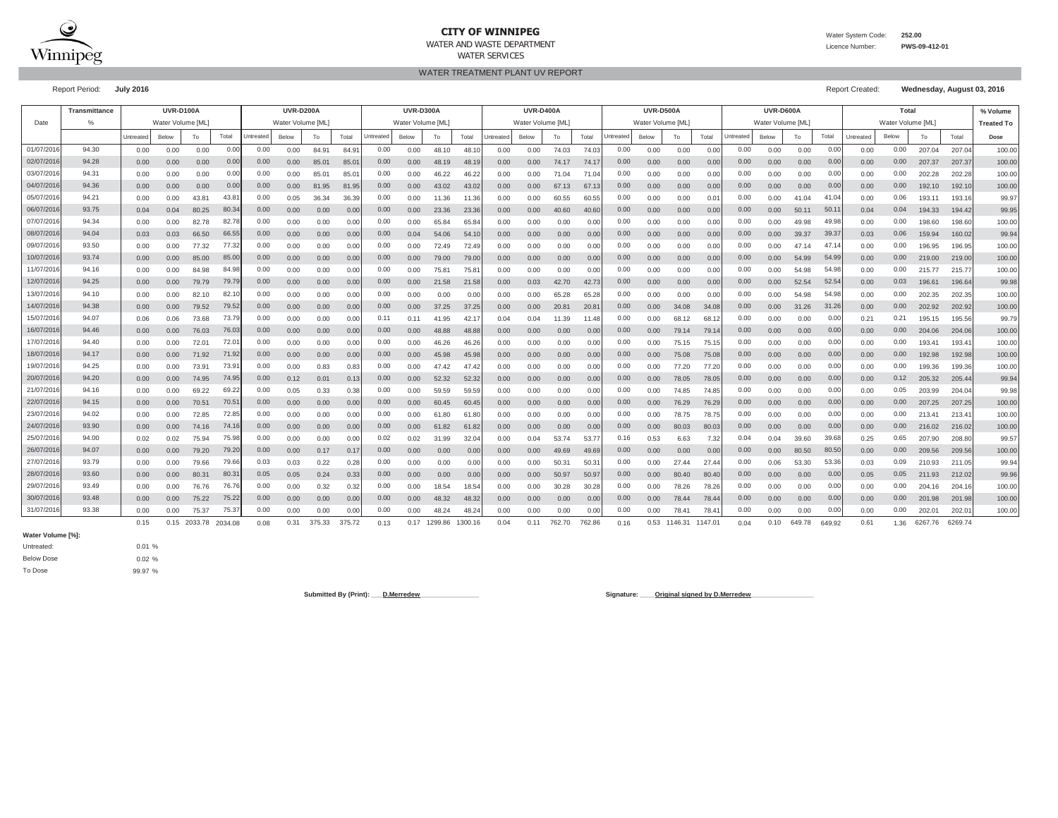**CITY OF WINNIPEG**
WATER AND WASTE DEPARTMENT
WATER SERVICES

Water System Code: **252.00**
Licence Number: **PWS-09-412-01**

WATER TREATMENT PLANT UV REPORT

Report Period: **July 2016**

Report Created: **Wednesday, August 03, 2016**

| Date | Transmittance | UVR-D100A | | | | UVR-D200A | | | | UVR-D300A | | | | UVR-D400A | | | | UVR-D500A | | | | UVR-D600A | | | | Total | | | | % Volume |
|---|---|---|---|---|---|---|---|---|---|---|---|---|---|---|---|---|---|---|---|---|---|---|---|---|---|---|---|---|---|---|
| | % | Water Volume [ML] | | | | Water Volume [ML] | | | | Water Volume [ML] | | | | Water Volume [ML] | | | | Water Volume [ML] | | | | Water Volume [ML] | | | | Water Volume [ML] | | | | Treated To |
| | | Untreated | Below | To | Total | Untreated | Below | To | Total | Untreated | Below | To | Total | Untreated | Below | To | Total | Untreated | Below | To | Total | Untreated | Below | To | Total | Untreated | Below | To | Total | Dose |
| 01/07/2016 | 94.30 | 0.00 | 0.00 | 0.00 | 0.00 | 0.00 | 0.00 | 84.91 | 84.91 | 0.00 | 0.00 | 48.10 | 48.10 | 0.00 | 0.00 | 74.03 | 74.03 | 0.00 | 0.00 | 0.00 | 0.00 | 0.00 | 0.00 | 0.00 | 0.00 | 0.00 | 0.00 | 207.04 | 207.04 | 100.00 |
| 02/07/2016 | 94.28 | 0.00 | 0.00 | 0.00 | 0.00 | 0.00 | 0.00 | 85.01 | 85.01 | 0.00 | 0.00 | 48.19 | 48.19 | 0.00 | 0.00 | 74.17 | 74.17 | 0.00 | 0.00 | 0.00 | 0.00 | 0.00 | 0.00 | 0.00 | 0.00 | 0.00 | 0.00 | 207.37 | 207.37 | 100.00 |
| 03/07/2016 | 94.31 | 0.00 | 0.00 | 0.00 | 0.00 | 0.00 | 0.00 | 85.01 | 85.01 | 0.00 | 0.00 | 46.22 | 46.22 | 0.00 | 0.00 | 71.04 | 71.04 | 0.00 | 0.00 | 0.00 | 0.00 | 0.00 | 0.00 | 0.00 | 0.00 | 0.00 | 0.00 | 202.28 | 202.28 | 100.00 |
| 04/07/2016 | 94.36 | 0.00 | 0.00 | 0.00 | 0.00 | 0.00 | 0.00 | 81.95 | 81.95 | 0.00 | 0.00 | 43.02 | 43.02 | 0.00 | 0.00 | 67.13 | 67.13 | 0.00 | 0.00 | 0.00 | 0.00 | 0.00 | 0.00 | 0.00 | 0.00 | 0.00 | 0.00 | 192.10 | 192.10 | 100.00 |
| 05/07/2016 | 94.21 | 0.00 | 0.00 | 43.81 | 43.81 | 0.00 | 0.05 | 36.34 | 36.39 | 0.00 | 0.00 | 11.36 | 11.36 | 0.00 | 0.00 | 60.55 | 60.55 | 0.00 | 0.00 | 0.00 | 0.01 | 0.00 | 0.00 | 41.04 | 41.04 | 0.00 | 0.06 | 193.11 | 193.16 | 99.97 |
| 06/07/2016 | 93.75 | 0.04 | 0.04 | 80.25 | 80.34 | 0.00 | 0.00 | 0.00 | 0.00 | 0.00 | 0.00 | 23.36 | 23.36 | 0.00 | 0.00 | 40.60 | 40.60 | 0.00 | 0.00 | 0.00 | 0.00 | 0.00 | 0.00 | 50.11 | 50.11 | 0.04 | 0.04 | 194.33 | 194.42 | 99.95 |
| 07/07/2016 | 94.34 | 0.00 | 0.00 | 82.78 | 82.78 | 0.00 | 0.00 | 0.00 | 0.00 | 0.00 | 0.00 | 65.84 | 65.84 | 0.00 | 0.00 | 0.00 | 0.00 | 0.00 | 0.00 | 0.00 | 0.00 | 0.00 | 0.00 | 49.98 | 49.98 | 0.00 | 0.00 | 198.60 | 198.60 | 100.00 |
| 08/07/2016 | 94.04 | 0.03 | 0.03 | 66.50 | 66.55 | 0.00 | 0.00 | 0.00 | 0.00 | 0.00 | 0.04 | 54.06 | 54.10 | 0.00 | 0.00 | 0.00 | 0.00 | 0.00 | 0.00 | 0.00 | 0.00 | 0.00 | 0.00 | 39.37 | 39.37 | 0.03 | 0.06 | 159.94 | 160.02 | 99.94 |
| 09/07/2016 | 93.50 | 0.00 | 0.00 | 77.32 | 77.32 | 0.00 | 0.00 | 0.00 | 0.00 | 0.00 | 0.00 | 72.49 | 72.49 | 0.00 | 0.00 | 0.00 | 0.00 | 0.00 | 0.00 | 0.00 | 0.00 | 0.00 | 0.00 | 47.14 | 47.14 | 0.00 | 0.00 | 196.95 | 196.95 | 100.00 |
| 10/07/2016 | 93.74 | 0.00 | 0.00 | 85.00 | 85.00 | 0.00 | 0.00 | 0.00 | 0.00 | 0.00 | 0.00 | 79.00 | 79.00 | 0.00 | 0.00 | 0.00 | 0.00 | 0.00 | 0.00 | 0.00 | 0.00 | 0.00 | 0.00 | 54.99 | 54.99 | 0.00 | 0.00 | 219.00 | 219.00 | 100.00 |
| 11/07/2016 | 94.16 | 0.00 | 0.00 | 84.98 | 84.98 | 0.00 | 0.00 | 0.00 | 0.00 | 0.00 | 0.00 | 75.81 | 75.81 | 0.00 | 0.00 | 0.00 | 0.00 | 0.00 | 0.00 | 0.00 | 0.00 | 0.00 | 0.00 | 54.98 | 54.98 | 0.00 | 0.00 | 215.77 | 215.77 | 100.00 |
| 12/07/2016 | 94.25 | 0.00 | 0.00 | 79.79 | 79.79 | 0.00 | 0.00 | 0.00 | 0.00 | 0.00 | 0.00 | 21.58 | 21.58 | 0.00 | 0.03 | 42.70 | 42.73 | 0.00 | 0.00 | 0.00 | 0.00 | 0.00 | 0.00 | 52.54 | 52.54 | 0.00 | 0.03 | 196.61 | 196.64 | 99.98 |
| 13/07/2016 | 94.10 | 0.00 | 0.00 | 82.10 | 82.10 | 0.00 | 0.00 | 0.00 | 0.00 | 0.00 | 0.00 | 0.00 | 0.00 | 0.00 | 0.00 | 65.28 | 65.28 | 0.00 | 0.00 | 0.00 | 0.00 | 0.00 | 0.00 | 54.98 | 54.98 | 0.00 | 0.00 | 202.35 | 202.35 | 100.00 |
| 14/07/2016 | 94.38 | 0.00 | 0.00 | 79.52 | 79.52 | 0.00 | 0.00 | 0.00 | 0.00 | 0.00 | 0.00 | 37.25 | 37.25 | 0.00 | 0.00 | 20.81 | 20.81 | 0.00 | 0.00 | 34.08 | 34.08 | 0.00 | 0.00 | 31.26 | 31.26 | 0.00 | 0.00 | 202.92 | 202.92 | 100.00 |
| 15/07/2016 | 94.07 | 0.06 | 0.06 | 73.68 | 73.79 | 0.00 | 0.00 | 0.00 | 0.00 | 0.11 | 0.11 | 41.95 | 42.17 | 0.04 | 0.04 | 11.39 | 11.48 | 0.00 | 0.00 | 68.12 | 68.12 | 0.00 | 0.00 | 0.00 | 0.00 | 0.21 | 0.21 | 195.15 | 195.56 | 99.79 |
| 16/07/2016 | 94.46 | 0.00 | 0.00 | 76.03 | 76.03 | 0.00 | 0.00 | 0.00 | 0.00 | 0.00 | 0.00 | 48.88 | 48.88 | 0.00 | 0.00 | 0.00 | 0.00 | 0.00 | 0.00 | 79.14 | 79.14 | 0.00 | 0.00 | 0.00 | 0.00 | 0.00 | 0.00 | 204.06 | 204.06 | 100.00 |
| 17/07/2016 | 94.40 | 0.00 | 0.00 | 72.01 | 72.01 | 0.00 | 0.00 | 0.00 | 0.00 | 0.00 | 0.00 | 46.26 | 46.26 | 0.00 | 0.00 | 0.00 | 0.00 | 0.00 | 0.00 | 75.15 | 75.15 | 0.00 | 0.00 | 0.00 | 0.00 | 0.00 | 0.00 | 193.41 | 193.41 | 100.00 |
| 18/07/2016 | 94.17 | 0.00 | 0.00 | 71.92 | 71.92 | 0.00 | 0.00 | 0.00 | 0.00 | 0.00 | 0.00 | 45.98 | 45.98 | 0.00 | 0.00 | 0.00 | 0.00 | 0.00 | 0.00 | 75.08 | 75.08 | 0.00 | 0.00 | 0.00 | 0.00 | 0.00 | 0.00 | 192.98 | 192.98 | 100.00 |
| 19/07/2016 | 94.25 | 0.00 | 0.00 | 73.91 | 73.91 | 0.00 | 0.00 | 0.83 | 0.83 | 0.00 | 0.00 | 47.42 | 47.42 | 0.00 | 0.00 | 0.00 | 0.00 | 0.00 | 0.00 | 77.20 | 77.20 | 0.00 | 0.00 | 0.00 | 0.00 | 0.00 | 0.00 | 199.36 | 199.36 | 100.00 |
| 20/07/2016 | 94.20 | 0.00 | 0.00 | 74.95 | 74.95 | 0.00 | 0.12 | 0.01 | 0.13 | 0.00 | 0.00 | 52.32 | 52.32 | 0.00 | 0.00 | 0.00 | 0.00 | 0.00 | 0.00 | 78.05 | 78.05 | 0.00 | 0.00 | 0.00 | 0.00 | 0.00 | 0.12 | 205.32 | 205.44 | 99.94 |
| 21/07/2016 | 94.16 | 0.00 | 0.00 | 69.22 | 69.22 | 0.00 | 0.05 | 0.33 | 0.38 | 0.00 | 0.00 | 59.59 | 59.59 | 0.00 | 0.00 | 0.00 | 0.00 | 0.00 | 0.00 | 74.85 | 74.85 | 0.00 | 0.00 | 0.00 | 0.00 | 0.00 | 0.05 | 203.99 | 204.04 | 99.98 |
| 22/07/2016 | 94.15 | 0.00 | 0.00 | 70.51 | 70.51 | 0.00 | 0.00 | 0.00 | 0.00 | 0.00 | 0.00 | 60.45 | 60.45 | 0.00 | 0.00 | 0.00 | 0.00 | 0.00 | 0.00 | 76.29 | 76.29 | 0.00 | 0.00 | 0.00 | 0.00 | 0.00 | 0.00 | 207.25 | 207.25 | 100.00 |
| 23/07/2016 | 94.02 | 0.00 | 0.00 | 72.85 | 72.85 | 0.00 | 0.00 | 0.00 | 0.00 | 0.00 | 0.00 | 61.80 | 61.80 | 0.00 | 0.00 | 0.00 | 0.00 | 0.00 | 0.00 | 78.75 | 78.75 | 0.00 | 0.00 | 0.00 | 0.00 | 0.00 | 0.00 | 213.41 | 213.41 | 100.00 |
| 24/07/2016 | 93.90 | 0.00 | 0.00 | 74.16 | 74.16 | 0.00 | 0.00 | 0.00 | 0.00 | 0.00 | 0.00 | 61.82 | 61.82 | 0.00 | 0.00 | 0.00 | 0.00 | 0.00 | 0.00 | 80.03 | 80.03 | 0.00 | 0.00 | 0.00 | 0.00 | 0.00 | 0.00 | 216.02 | 216.02 | 100.00 |
| 25/07/2016 | 94.00 | 0.02 | 0.02 | 75.94 | 75.98 | 0.00 | 0.00 | 0.00 | 0.00 | 0.02 | 0.02 | 31.99 | 32.04 | 0.00 | 0.04 | 53.74 | 53.77 | 0.16 | 0.53 | 6.63 | 7.32 | 0.04 | 0.04 | 39.60 | 39.68 | 0.25 | 0.65 | 207.90 | 208.80 | 99.57 |
| 26/07/2016 | 94.07 | 0.00 | 0.00 | 79.20 | 79.20 | 0.00 | 0.00 | 0.17 | 0.17 | 0.00 | 0.00 | 0.00 | 0.00 | 0.00 | 0.00 | 49.69 | 49.69 | 0.00 | 0.00 | 0.00 | 0.00 | 0.00 | 0.00 | 80.50 | 80.50 | 0.00 | 0.00 | 209.56 | 209.56 | 100.00 |
| 27/07/2016 | 93.79 | 0.00 | 0.00 | 79.66 | 79.66 | 0.03 | 0.03 | 0.22 | 0.28 | 0.00 | 0.00 | 0.00 | 0.00 | 0.00 | 0.00 | 50.31 | 50.31 | 0.00 | 0.00 | 27.44 | 27.44 | 0.00 | 0.06 | 53.30 | 53.36 | 0.03 | 0.09 | 210.93 | 211.05 | 99.94 |
| 28/07/2016 | 93.60 | 0.00 | 0.00 | 80.31 | 80.31 | 0.05 | 0.05 | 0.24 | 0.33 | 0.00 | 0.00 | 0.00 | 0.00 | 0.00 | 0.00 | 50.97 | 50.97 | 0.00 | 0.00 | 80.40 | 80.40 | 0.00 | 0.00 | 0.00 | 0.00 | 0.05 | 0.05 | 211.93 | 212.02 | 99.96 |
| 29/07/2016 | 93.49 | 0.00 | 0.00 | 76.76 | 76.76 | 0.00 | 0.00 | 0.32 | 0.32 | 0.00 | 0.00 | 18.54 | 18.54 | 0.00 | 0.00 | 30.28 | 30.28 | 0.00 | 0.00 | 78.26 | 78.26 | 0.00 | 0.00 | 0.00 | 0.00 | 0.00 | 0.00 | 204.16 | 204.16 | 100.00 |
| 30/07/2016 | 93.48 | 0.00 | 0.00 | 75.22 | 75.22 | 0.00 | 0.00 | 0.00 | 0.00 | 0.00 | 0.00 | 48.32 | 48.32 | 0.00 | 0.00 | 0.00 | 0.00 | 0.00 | 0.00 | 78.44 | 78.44 | 0.00 | 0.00 | 0.00 | 0.00 | 0.00 | 0.00 | 201.98 | 201.98 | 100.00 |
| 31/07/2016 | 93.38 | 0.00 | 0.00 | 75.37 | 75.37 | 0.00 | 0.00 | 0.00 | 0.00 | 0.00 | 0.00 | 48.24 | 48.24 | 0.00 | 0.00 | 0.00 | 0.00 | 0.00 | 0.00 | 78.41 | 78.41 | 0.00 | 0.00 | 0.00 | 0.00 | 0.00 | 0.00 | 202.01 | 202.01 | 100.00 |
| | | 0.15 | 0.15 | 2033.78 | 2034.08 | 0.08 | 0.31 | 375.33 | 375.72 | 0.13 | 0.17 | 1299.86 | 1300.16 | 0.04 | 0.11 | 762.70 | 762.86 | 0.16 | 0.53 | 1146.31 | 1147.01 | 0.04 | 0.10 | 649.78 | 649.92 | 0.61 | 1.36 | 6267.76 | 6269.74 | |

**Water Volume [%]:**

Untreated: 0.01 %
Below Dose 0.02 %
To Dose 99.97 %

Submitted By (Print): D.Merredew

Signature: Original signed by D.Merredew